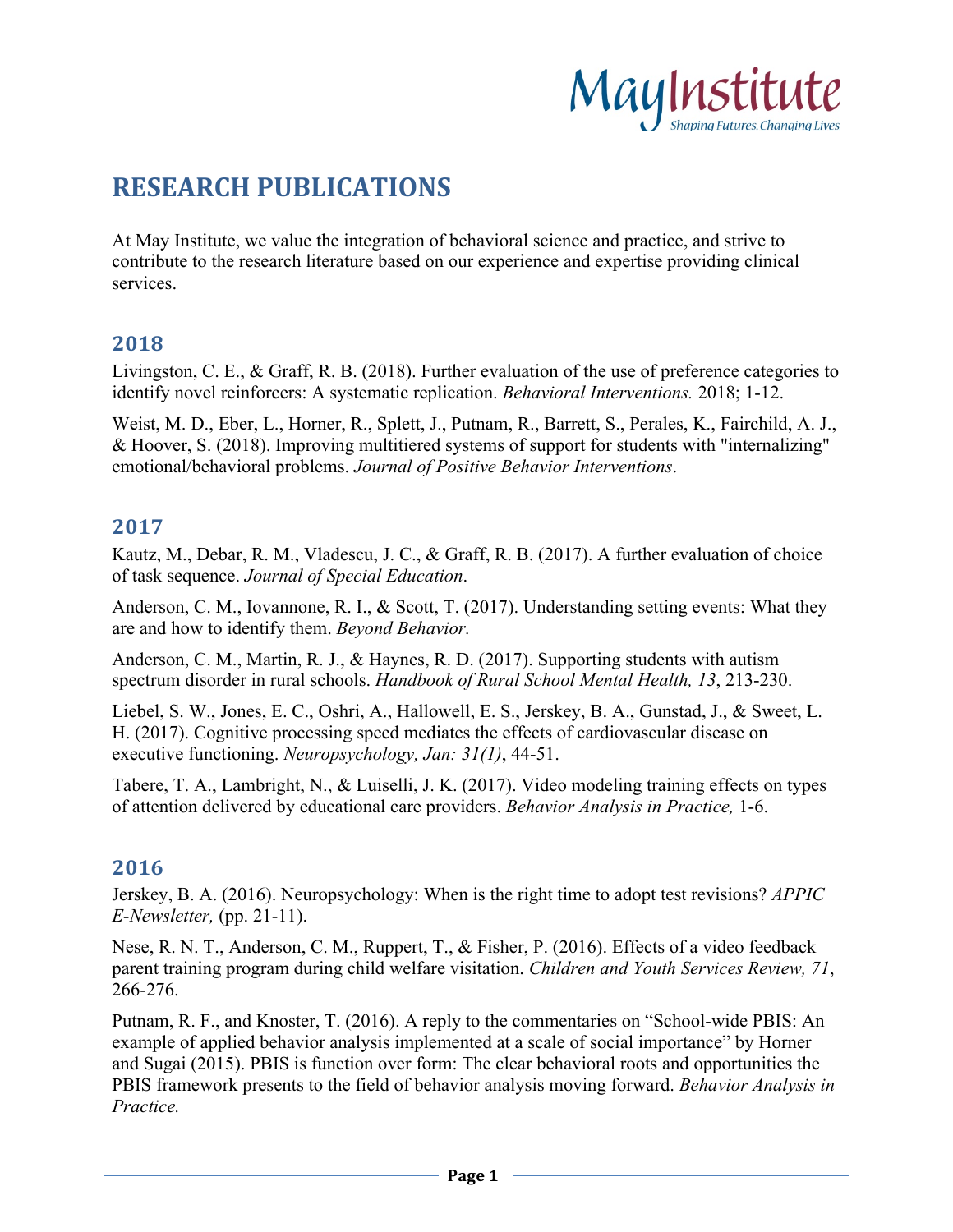# RESEARCH PUBLICATIONS

At May Institute, we value the integration of behavioral science and practice, and strive to contribute to the research literature based on our experience and expertise providing clinical services.

## 2018

Livingston, C. E., & Graff, R. B. (2018). Further evaluation of the use of preference categories to identify novel reinforcers: A systematic replication. *Behavioral Interventions.* 2018; 1-12.

Weist, M. D., Eber, L., Horner, R., Splett, J., Putnam, R., Barrett, S., Perales, K., Fairchild, A. J., & Hoover, S. (2018). Improving multitiered systems of support for students with "internalizing" emotional/behavioral problems. *Journal of Positive Behavior Interventions*.

## 2017

Kautz, M., Debar, R. M., Vladescu, J. C., & Graff, R. B. (2017). A further evaluation of choice of task sequence. *Journal of Special Education*.

Anderson, C. M., Iovannone, R. I., & Scott, T. (2017). Understanding setting events: What they are and how to identify them. *Beyond Behavior.*

Anderson, C. M., Martin, R. J., & Haynes, R. D. (2017). Supporting students with autism spectrum disorder in rural schools. *Handbook of Rural School Mental Health, 13*, 213-230.

Liebel, S. W., Jones, E. C., Oshri, A., Hallowell, E. S., Jerskey, B. A., Gunstad, J., & Sweet, L. H. (2017). Cognitive processing speed mediates the effects of cardiovascular disease on executive functioning. *Neuropsychology, Jan: 31(1)*, 44-51.

Tabere, T. A., Lambright, N., & Luiselli, J. K. (2017). Video modeling training effects on types of attention delivered by educational care providers. *Behavior Analysis in Practice,* 1-6.

## 2016

Jerskey, B. A. (2016). Neuropsychology: When is the right time to adopt test revisions? *APPIC E-Newsletter,* (pp. 21-11).

Nese, R. N. T., Anderson, C. M., Ruppert, T., & Fisher, P. (2016). Effects of a video feedback parent training program during child welfare visitation. *Children and Youth Services Review, 71*, 266-276.

Putnam, R. F., and Knoster, T. (2016). A reply to the commentaries on "School-wide PBIS: An example of applied behavior analysis implemented at a scale of social importance" by Horner and Sugai (2015). PBIS is function over form: The clear behavioral roots and opportunities the PBIS framework presents to the field of behavior analysis moving forward. *Behavior Analysis in Practice.*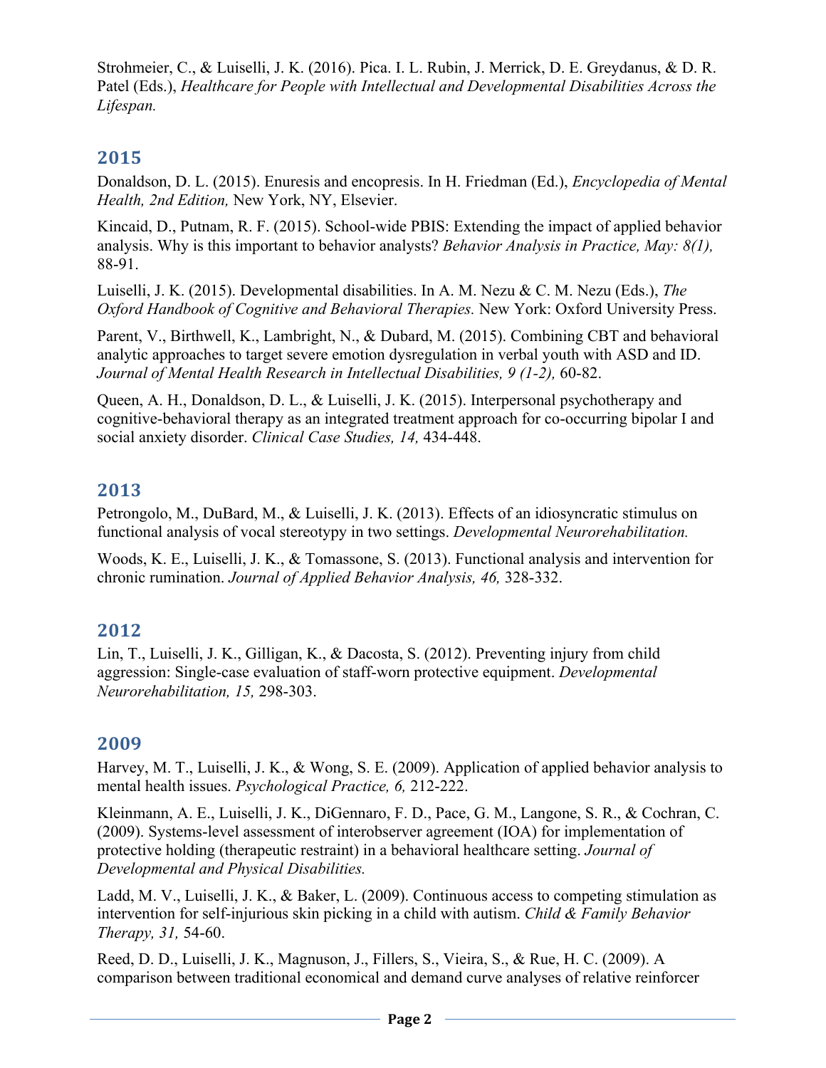Strohmeier, C., & Luiselli, J. K. (2016). Pica. I. L. Rubin, J. Merrick, D. E. Greydanus, & D. R. Patel (Eds.), *Healthcare for People with Intellectual and Developmental Disabilities Across the Lifespan.*

## 2015

Donaldson, D. L. (2015). Enuresis and encopresis. In H. Friedman (Ed.), *Encyclopedia of Mental Health, 2nd Edition,* New York, NY, Elsevier.

Kincaid, D., Putnam, R. F. (2015). School-wide PBIS: Extending the impact of applied behavior analysis. Why is this important to behavior analysts? *Behavior Analysis in Practice, May: 8(1),* 88-91.

Luiselli, J. K. (2015). Developmental disabilities. In A. M. Nezu & C. M. Nezu (Eds.), *The Oxford Handbook of Cognitive and Behavioral Therapies.* New York: Oxford University Press.

Parent, V., Birthwell, K., Lambright, N., & Dubard, M. (2015). Combining CBT and behavioral analytic approaches to target severe emotion dysregulation in verbal youth with ASD and ID. *Journal of Mental Health Research in Intellectual Disabilities, 9 (1-2),* 60-82.

Queen, A. H., Donaldson, D. L., & Luiselli, J. K. (2015). Interpersonal psychotherapy and cognitive-behavioral therapy as an integrated treatment approach for co-occurring bipolar I and social anxiety disorder. *Clinical Case Studies, 14,* 434-448.

## 2013

Petrongolo, M., DuBard, M., & Luiselli, J. K. (2013). Effects of an idiosyncratic stimulus on functional analysis of vocal stereotypy in two settings. *Developmental Neurorehabilitation.*

Woods, K. E., Luiselli, J. K., & Tomassone, S. (2013). Functional analysis and intervention for chronic rumination. *Journal of Applied Behavior Analysis, 46,* 328-332.

## 2012

Lin, T., Luiselli, J. K., Gilligan, K., & Dacosta, S. (2012). Preventing injury from child aggression: Single-case evaluation of staff-worn protective equipment. *Developmental Neurorehabilitation, 15,* 298-303.

## 2009

Harvey, M. T., Luiselli, J. K., & Wong, S. E. (2009). Application of applied behavior analysis to mental health issues. *Psychological Practice, 6,* 212-222.

Kleinmann, A. E., Luiselli, J. K., DiGennaro, F. D., Pace, G. M., Langone, S. R., & Cochran, C. (2009). Systems-level assessment of interobserver agreement (IOA) for implementation of protective holding (therapeutic restraint) in a behavioral healthcare setting. *Journal of Developmental and Physical Disabilities.*

Ladd, M. V., Luiselli, J. K., & Baker, L. (2009). Continuous access to competing stimulation as intervention for self-injurious skin picking in a child with autism. *Child & Family Behavior Therapy, 31,* 54-60.

Reed, D. D., Luiselli, J. K., Magnuson, J., Fillers, S., Vieira, S., & Rue, H. C. (2009). A comparison between traditional economical and demand curve analyses of relative reinforcer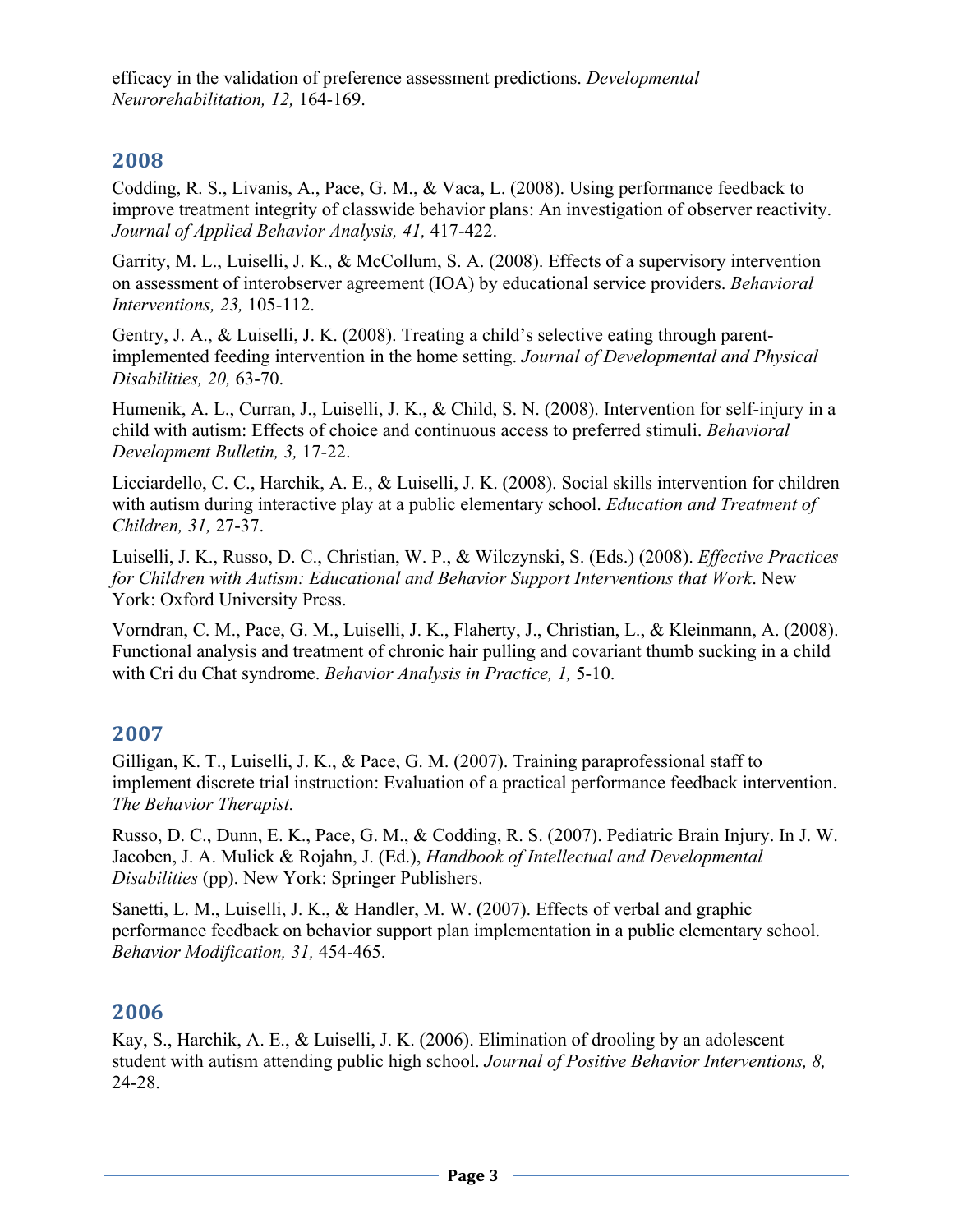efficacy in the validation of preference assessment predictions. *Developmental Neurorehabilitation, 12,* 164-169.

## 2008

Codding, R. S., Livanis, A., Pace, G. M., & Vaca, L. (2008). Using performance feedback to improve treatment integrity of classwide behavior plans: An investigation of observer reactivity. *Journal of Applied Behavior Analysis, 41,* 417-422.

Garrity, M. L., Luiselli, J. K., & McCollum, S. A. (2008). Effects of a supervisory intervention on assessment of interobserver agreement (IOA) by educational service providers. *Behavioral Interventions, 23,* 105-112.

Gentry, J. A., & Luiselli, J. K. (2008). Treating a child's selective eating through parent-implemented feeding intervention in the home setting. *Journal of Developmental and Physical Disabilities, 20,* 63-70.

Humenik, A. L., Curran, J., Luiselli, J. K., & Child, S. N. (2008). Intervention for self-injury in a child with autism: Effects of choice and continuous access to preferred stimuli. *Behavioral Development Bulletin, 3,* 17-22.

Licciardello, C. C., Harchik, A. E., & Luiselli, J. K. (2008). Social skills intervention for children with autism during interactive play at a public elementary school. *Education and Treatment of Children, 31,* 27-37.

Luiselli, J. K., Russo, D. C., Christian, W. P., & Wilczynski, S. (Eds.) (2008). *Effective Practices for Children with Autism: Educational and Behavior Support Interventions that Work*. New York: Oxford University Press.

Vorndran, C. M., Pace, G. M., Luiselli, J. K., Flaherty, J., Christian, L., & Kleinmann, A. (2008). Functional analysis and treatment of chronic hair pulling and covariant thumb sucking in a child with Cri du Chat syndrome. *Behavior Analysis in Practice, 1,* 5-10.

## 2007

Gilligan, K. T., Luiselli, J. K., & Pace, G. M. (2007). Training paraprofessional staff to implement discrete trial instruction: Evaluation of a practical performance feedback intervention. *The Behavior Therapist.*

Russo, D. C., Dunn, E. K., Pace, G. M., & Codding, R. S. (2007). Pediatric Brain Injury. In J. W. Jacoben, J. A. Mulick & Rojahn, J. (Ed.), *Handbook of Intellectual and Developmental Disabilities* (pp). New York: Springer Publishers.

Sanetti, L. M., Luiselli, J. K., & Handler, M. W. (2007). Effects of verbal and graphic performance feedback on behavior support plan implementation in a public elementary school. *Behavior Modification, 31,* 454-465.

## 2006

Kay, S., Harchik, A. E., & Luiselli, J. K. (2006). Elimination of drooling by an adolescent student with autism attending public high school. *Journal of Positive Behavior Interventions, 8,* 24-28.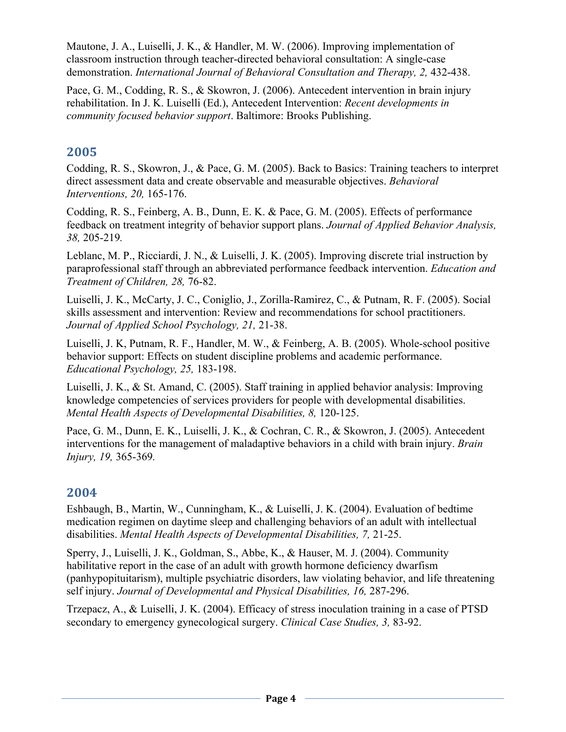Mautone, J. A., Luiselli, J. K., & Handler, M. W. (2006). Improving implementation of classroom instruction through teacher-directed behavioral consultation: A single-case demonstration. *International Journal of Behavioral Consultation and Therapy, 2,* 432-438.

Pace, G. M., Codding, R. S., & Skowron, J. (2006). Antecedent intervention in brain injury rehabilitation. In J. K. Luiselli (Ed.), Antecedent Intervention: *Recent developments in community focused behavior support*. Baltimore: Brooks Publishing.

## 2005

Codding, R. S., Skowron, J., & Pace, G. M. (2005). Back to Basics: Training teachers to interpret direct assessment data and create observable and measurable objectives. *Behavioral Interventions, 20,* 165-176.

Codding, R. S., Feinberg, A. B., Dunn, E. K. & Pace, G. M. (2005). Effects of performance feedback on treatment integrity of behavior support plans. *Journal of Applied Behavior Analysis, 38,* 205-219*.*

Leblanc, M. P., Ricciardi, J. N., & Luiselli, J. K. (2005). Improving discrete trial instruction by paraprofessional staff through an abbreviated performance feedback intervention. *Education and Treatment of Children, 28,* 76-82.

Luiselli, J. K., McCarty, J. C., Coniglio, J., Zorilla-Ramirez, C., & Putnam, R. F. (2005). Social skills assessment and intervention: Review and recommendations for school practitioners. *Journal of Applied School Psychology, 21,* 21-38.

Luiselli, J. K, Putnam, R. F., Handler, M. W., & Feinberg, A. B. (2005). Whole-school positive behavior support: Effects on student discipline problems and academic performance. *Educational Psychology, 25,* 183-198.

Luiselli, J. K., & St. Amand, C. (2005). Staff training in applied behavior analysis: Improving knowledge competencies of services providers for people with developmental disabilities. *Mental Health Aspects of Developmental Disabilities, 8,* 120-125.

Pace, G. M., Dunn, E. K., Luiselli, J. K., & Cochran, C. R., & Skowron, J. (2005). Antecedent interventions for the management of maladaptive behaviors in a child with brain injury. *Brain Injury, 19,* 365-369*.*

## 2004

Eshbaugh, B., Martin, W., Cunningham, K., & Luiselli, J. K. (2004). Evaluation of bedtime medication regimen on daytime sleep and challenging behaviors of an adult with intellectual disabilities. *Mental Health Aspects of Developmental Disabilities, 7,* 21-25.

Sperry, J., Luiselli, J. K., Goldman, S., Abbe, K., & Hauser, M. J. (2004). Community habilitative report in the case of an adult with growth hormone deficiency dwarfism (panhypopituitarism), multiple psychiatric disorders, law violating behavior, and life threatening self injury. *Journal of Developmental and Physical Disabilities, 16,* 287-296.

Trzepacz, A., & Luiselli, J. K. (2004). Efficacy of stress inoculation training in a case of PTSD secondary to emergency gynecological surgery. *Clinical Case Studies, 3,* 83-92.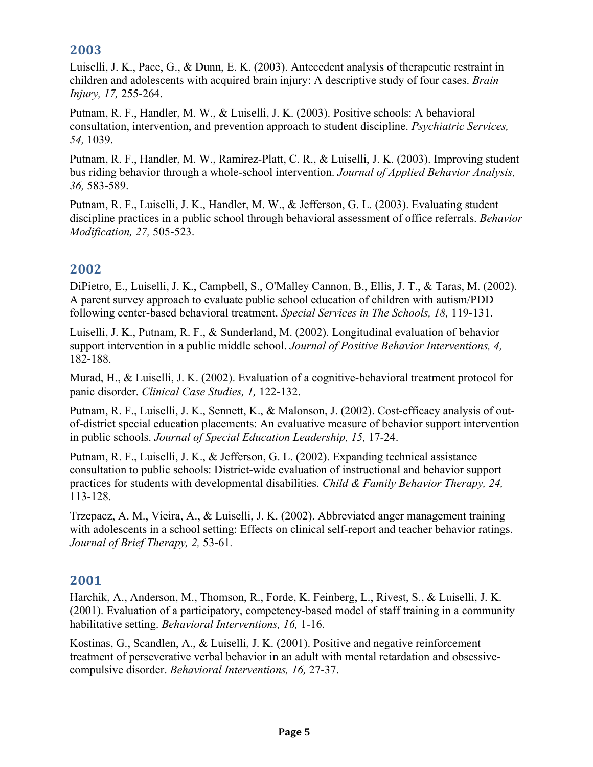## 2003

Luiselli, J. K., Pace, G., & Dunn, E. K. (2003). Antecedent analysis of therapeutic restraint in children and adolescents with acquired brain injury: A descriptive study of four cases. *Brain Injury, 17,* 255-264.

Putnam, R. F., Handler, M. W., & Luiselli, J. K. (2003). Positive schools: A behavioral consultation, intervention, and prevention approach to student discipline. *Psychiatric Services, 54,* 1039.

Putnam, R. F., Handler, M. W., Ramirez-Platt, C. R., & Luiselli, J. K. (2003). Improving student bus riding behavior through a whole-school intervention. *Journal of Applied Behavior Analysis, 36,* 583-589.

Putnam, R. F., Luiselli, J. K., Handler, M. W., & Jefferson, G. L. (2003). Evaluating student discipline practices in a public school through behavioral assessment of office referrals. *Behavior Modification, 27,* 505-523.

## 2002

DiPietro, E., Luiselli, J. K., Campbell, S., O'Malley Cannon, B., Ellis, J. T., & Taras, M. (2002). A parent survey approach to evaluate public school education of children with autism/PDD following center-based behavioral treatment. *Special Services in The Schools, 18,* 119-131.

Luiselli, J. K., Putnam, R. F., & Sunderland, M. (2002). Longitudinal evaluation of behavior support intervention in a public middle school. *Journal of Positive Behavior Interventions, 4,* 182-188.

Murad, H., & Luiselli, J. K. (2002). Evaluation of a cognitive-behavioral treatment protocol for panic disorder. *Clinical Case Studies, 1,* 122-132.

Putnam, R. F., Luiselli, J. K., Sennett, K., & Malonson, J. (2002). Cost-efficacy analysis of out-of-district special education placements: An evaluative measure of behavior support intervention in public schools. *Journal of Special Education Leadership, 15,* 17-24.

Putnam, R. F., Luiselli, J. K., & Jefferson, G. L. (2002). Expanding technical assistance consultation to public schools: District-wide evaluation of instructional and behavior support practices for students with developmental disabilities. *Child & Family Behavior Therapy, 24,* 113-128.

Trzepacz, A. M., Vieira, A., & Luiselli, J. K. (2002). Abbreviated anger management training with adolescents in a school setting: Effects on clinical self-report and teacher behavior ratings. *Journal of Brief Therapy, 2,* 53-61.

## 2001

Harchik, A., Anderson, M., Thomson, R., Forde, K. Feinberg, L., Rivest, S., & Luiselli, J. K. (2001). Evaluation of a participatory, competency-based model of staff training in a community habilitative setting. *Behavioral Interventions, 16,* 1-16.

Kostinas, G., Scandlen, A., & Luiselli, J. K. (2001). Positive and negative reinforcement treatment of perseverative verbal behavior in an adult with mental retardation and obsessive-compulsive disorder. *Behavioral Interventions, 16,* 27-37.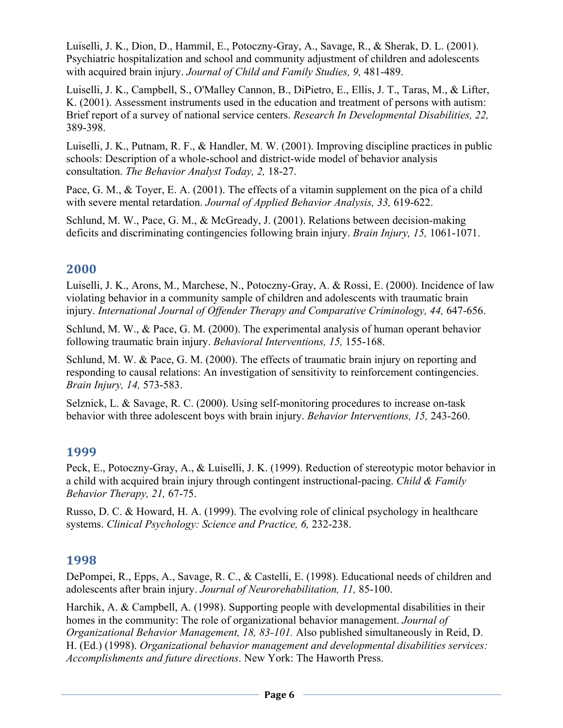Luiselli, J. K., Dion, D., Hammil, E., Potoczny-Gray, A., Savage, R., & Sherak, D. L. (2001). Psychiatric hospitalization and school and community adjustment of children and adolescents with acquired brain injury. *Journal of Child and Family Studies, 9,* 481-489.

Luiselli, J. K., Campbell, S., O'Malley Cannon, B., DiPietro, E., Ellis, J. T., Taras, M., & Lifter, K. (2001). Assessment instruments used in the education and treatment of persons with autism: Brief report of a survey of national service centers. *Research In Developmental Disabilities, 22,* 389-398.

Luiselli, J. K., Putnam, R. F., & Handler, M. W. (2001). Improving discipline practices in public schools: Description of a whole-school and district-wide model of behavior analysis consultation. *The Behavior Analyst Today, 2,* 18-27.

Pace, G. M., & Toyer, E. A. (2001). The effects of a vitamin supplement on the pica of a child with severe mental retardation. *Journal of Applied Behavior Analysis, 33,* 619-622.

Schlund, M. W., Pace, G. M., & McGready, J. (2001). Relations between decision-making deficits and discriminating contingencies following brain injury. *Brain Injury, 15,* 1061-1071.

## 2000

Luiselli, J. K., Arons, M., Marchese, N., Potoczny-Gray, A. & Rossi, E. (2000). Incidence of law violating behavior in a community sample of children and adolescents with traumatic brain injury. *International Journal of Offender Therapy and Comparative Criminology, 44,* 647-656.

Schlund, M. W., & Pace, G. M. (2000). The experimental analysis of human operant behavior following traumatic brain injury. *Behavioral Interventions, 15,* 155-168.

Schlund, M. W. & Pace, G. M. (2000). The effects of traumatic brain injury on reporting and responding to causal relations: An investigation of sensitivity to reinforcement contingencies. *Brain Injury, 14,* 573-583.

Selznick, L. & Savage, R. C. (2000). Using self-monitoring procedures to increase on-task behavior with three adolescent boys with brain injury. *Behavior Interventions, 15,* 243-260.

## 1999

Peck, E., Potoczny-Gray, A., & Luiselli, J. K. (1999). Reduction of stereotypic motor behavior in a child with acquired brain injury through contingent instructional-pacing. *Child & Family Behavior Therapy, 21,* 67-75.

Russo, D. C. & Howard, H. A. (1999). The evolving role of clinical psychology in healthcare systems. *Clinical Psychology: Science and Practice, 6,* 232-238.

## 1998

DePompei, R., Epps, A., Savage, R. C., & Castelli, E. (1998). Educational needs of children and adolescents after brain injury. *Journal of Neurorehabilitation, 11,* 85-100.

Harchik, A. & Campbell, A. (1998). Supporting people with developmental disabilities in their homes in the community: The role of organizational behavior management. *Journal of Organizational Behavior Management, 18, 83-101.* Also published simultaneously in Reid, D. H. (Ed.) (1998). *Organizational behavior management and developmental disabilities services: Accomplishments and future directions*. New York: The Haworth Press.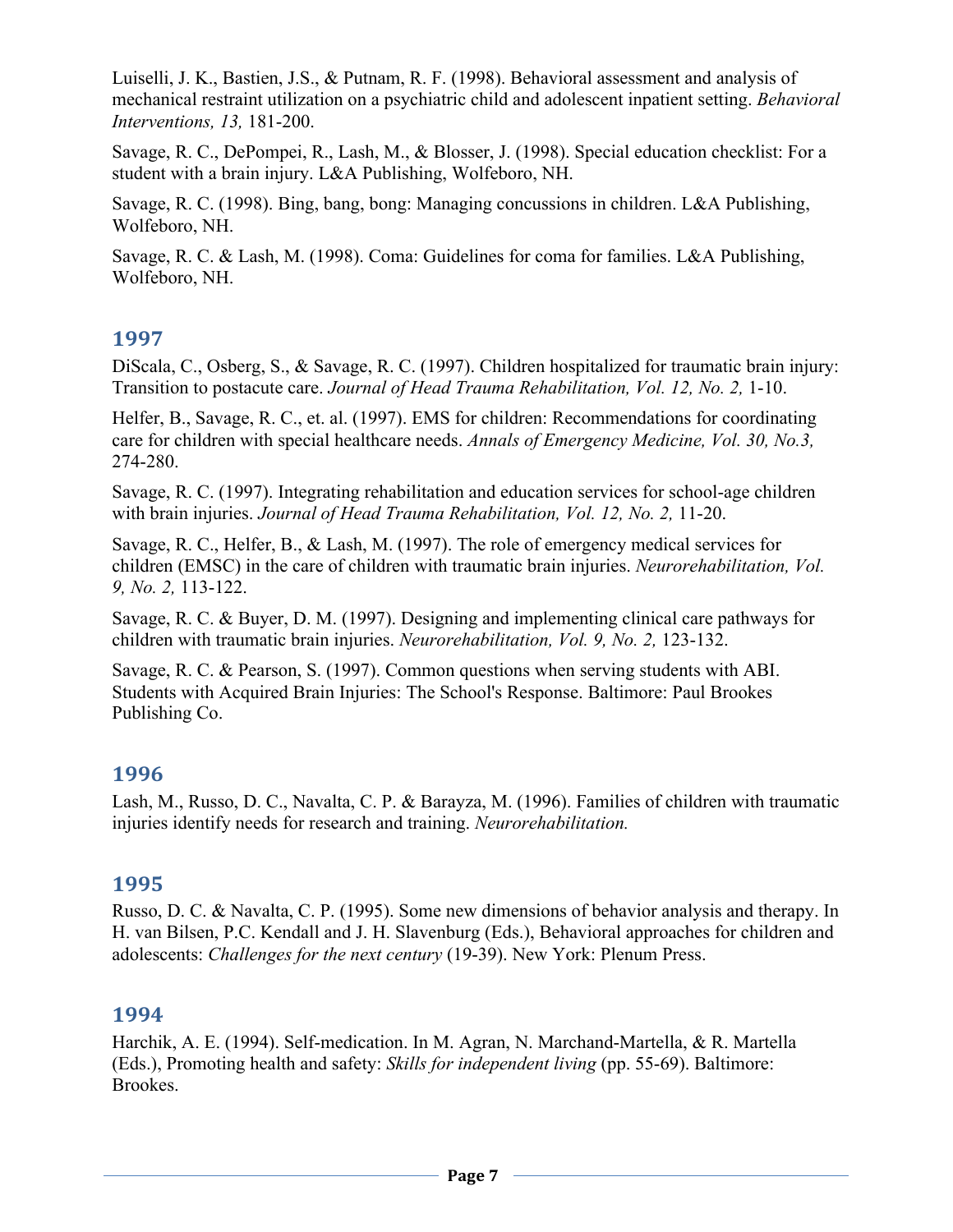Luiselli, J. K., Bastien, J.S., & Putnam, R. F. (1998). Behavioral assessment and analysis of mechanical restraint utilization on a psychiatric child and adolescent inpatient setting. *Behavioral Interventions, 13,* 181-200.

Savage, R. C., DePompei, R., Lash, M., & Blosser, J. (1998). Special education checklist: For a student with a brain injury. L&A Publishing, Wolfeboro, NH.

Savage, R. C. (1998). Bing, bang, bong: Managing concussions in children. L&A Publishing, Wolfeboro, NH.

Savage, R. C. & Lash, M. (1998). Coma: Guidelines for coma for families. L&A Publishing, Wolfeboro, NH.

## 1997

DiScala, C., Osberg, S., & Savage, R. C. (1997). Children hospitalized for traumatic brain injury: Transition to postacute care. *Journal of Head Trauma Rehabilitation, Vol. 12, No. 2,* 1-10.

Helfer, B., Savage, R. C., et. al. (1997). EMS for children: Recommendations for coordinating care for children with special healthcare needs. *Annals of Emergency Medicine, Vol. 30, No.3,* 274-280.

Savage, R. C. (1997). Integrating rehabilitation and education services for school-age children with brain injuries. *Journal of Head Trauma Rehabilitation, Vol. 12, No. 2,* 11-20.

Savage, R. C., Helfer, B., & Lash, M. (1997). The role of emergency medical services for children (EMSC) in the care of children with traumatic brain injuries. *Neurorehabilitation, Vol. 9, No. 2,* 113-122.

Savage, R. C. & Buyer, D. M. (1997). Designing and implementing clinical care pathways for children with traumatic brain injuries. *Neurorehabilitation, Vol. 9, No. 2,* 123-132.

Savage, R. C. & Pearson, S. (1997). Common questions when serving students with ABI. Students with Acquired Brain Injuries: The School's Response. Baltimore: Paul Brookes Publishing Co.

## 1996

Lash, M., Russo, D. C., Navalta, C. P. & Barayza, M. (1996). Families of children with traumatic injuries identify needs for research and training. *Neurorehabilitation.*

## 1995

Russo, D. C. & Navalta, C. P. (1995). Some new dimensions of behavior analysis and therapy. In H. van Bilsen, P.C. Kendall and J. H. Slavenburg (Eds.), Behavioral approaches for children and adolescents: *Challenges for the next century* (19-39). New York: Plenum Press.

## 1994

Harchik, A. E. (1994). Self-medication. In M. Agran, N. Marchand-Martella, & R. Martella (Eds.), Promoting health and safety: *Skills for independent living* (pp. 55-69). Baltimore: Brookes.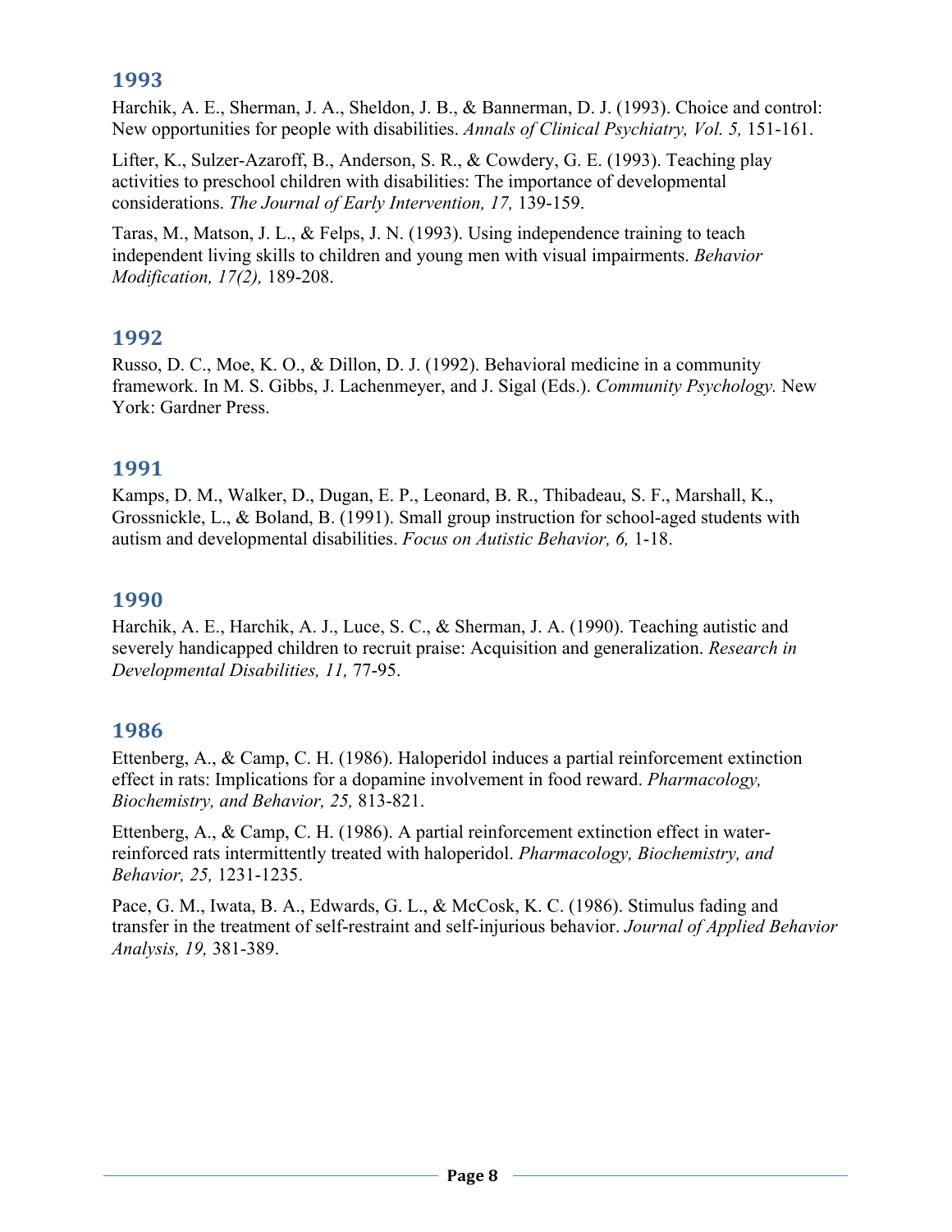## 1993

Harchik, A. E., Sherman, J. A., Sheldon, J. B., & Bannerman, D. J. (1993). Choice and control: New opportunities for people with disabilities. *Annals of Clinical Psychiatry, Vol. 5,* 151-161.

Lifter, K., Sulzer-Azaroff, B., Anderson, S. R., & Cowdery, G. E. (1993). Teaching play activities to preschool children with disabilities: The importance of developmental considerations. *The Journal of Early Intervention, 17,* 139-159.

Taras, M., Matson, J. L., & Felps, J. N. (1993). Using independence training to teach independent living skills to children and young men with visual impairments. *Behavior Modification, 17(2),* 189-208.

## 1992

Russo, D. C., Moe, K. O., & Dillon, D. J. (1992). Behavioral medicine in a community framework. In M. S. Gibbs, J. Lachenmeyer, and J. Sigal (Eds.). *Community Psychology.* New York: Gardner Press.

## 1991

Kamps, D. M., Walker, D., Dugan, E. P., Leonard, B. R., Thibadeau, S. F., Marshall, K., Grossnickle, L., & Boland, B. (1991). Small group instruction for school-aged students with autism and developmental disabilities. *Focus on Autistic Behavior, 6,* 1-18.

## 1990

Harchik, A. E., Harchik, A. J., Luce, S. C., & Sherman, J. A. (1990). Teaching autistic and severely handicapped children to recruit praise: Acquisition and generalization. *Research in Developmental Disabilities, 11,* 77-95.

## 1986

Ettenberg, A., & Camp, C. H. (1986). Haloperidol induces a partial reinforcement extinction effect in rats: Implications for a dopamine involvement in food reward. *Pharmacology, Biochemistry, and Behavior, 25,* 813-821.

Ettenberg, A., & Camp, C. H. (1986). A partial reinforcement extinction effect in water-reinforced rats intermittently treated with haloperidol. *Pharmacology, Biochemistry, and Behavior, 25,* 1231-1235.

Pace, G. M., Iwata, B. A., Edwards, G. L., & McCosk, K. C. (1986). Stimulus fading and transfer in the treatment of self-restraint and self-injurious behavior. *Journal of Applied Behavior Analysis, 19,* 381-389.